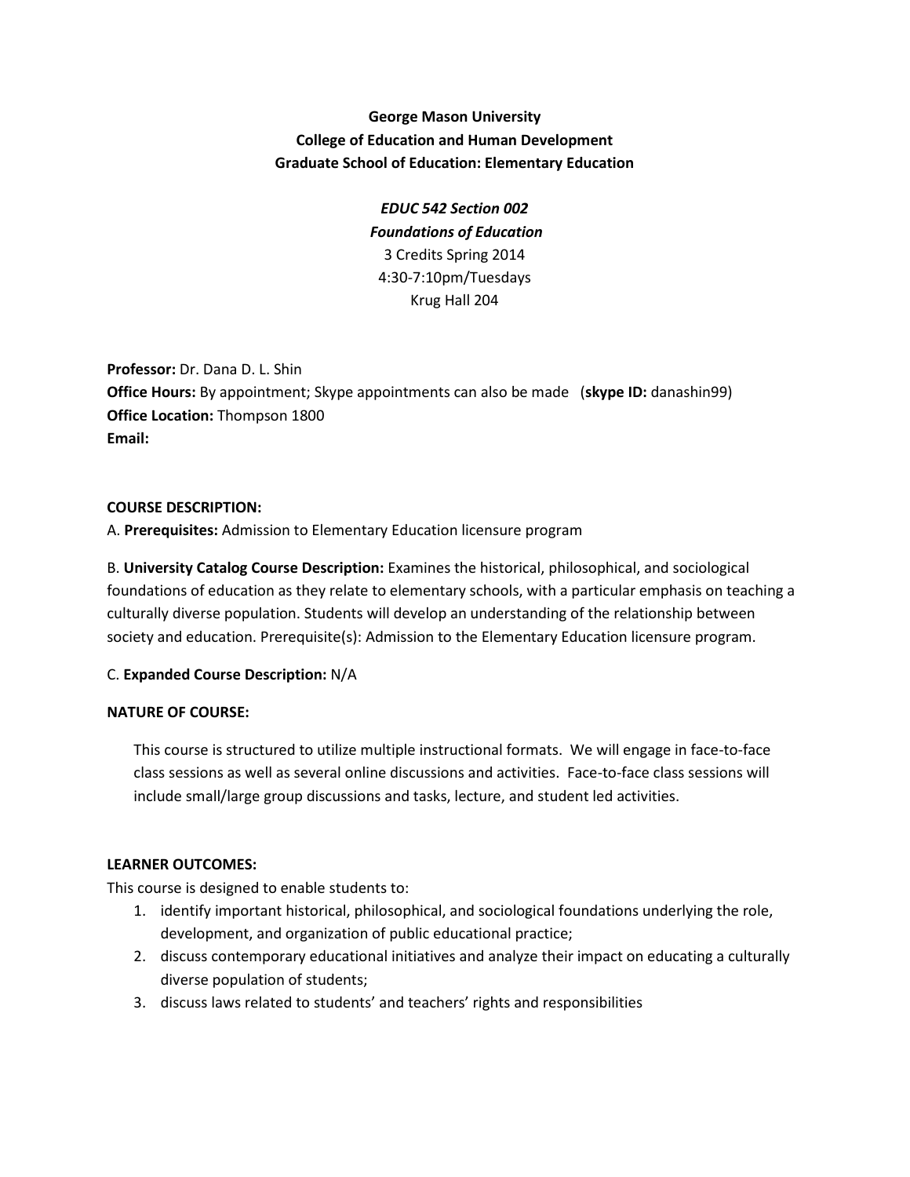**George Mason University**
**College of Education and Human Development**
**Graduate School of Education: Elementary Education**

***EDUC 542 Section 002***
***Foundations of Education***
3 Credits Spring 2014
4:30-7:10pm/Tuesdays
Krug Hall 204

**Professor:** Dr. Dana D. L. Shin
**Office Hours:** By appointment; Skype appointments can also be made (**skype ID:** danashin99)
**Office Location:** Thompson 1800
**Email:**

**COURSE DESCRIPTION:**

A. **Prerequisites:** Admission to Elementary Education licensure program

B. **University Catalog Course Description:** Examines the historical, philosophical, and sociological foundations of education as they relate to elementary schools, with a particular emphasis on teaching a culturally diverse population. Students will develop an understanding of the relationship between society and education. Prerequisite(s): Admission to the Elementary Education licensure program.

C. **Expanded Course Description:** N/A

**NATURE OF COURSE:**

This course is structured to utilize multiple instructional formats. We will engage in face-to-face class sessions as well as several online discussions and activities. Face-to-face class sessions will include small/large group discussions and tasks, lecture, and student led activities.

**LEARNER OUTCOMES:**

This course is designed to enable students to:

1. identify important historical, philosophical, and sociological foundations underlying the role, development, and organization of public educational practice;
2. discuss contemporary educational initiatives and analyze their impact on educating a culturally diverse population of students;
3. discuss laws related to students' and teachers' rights and responsibilities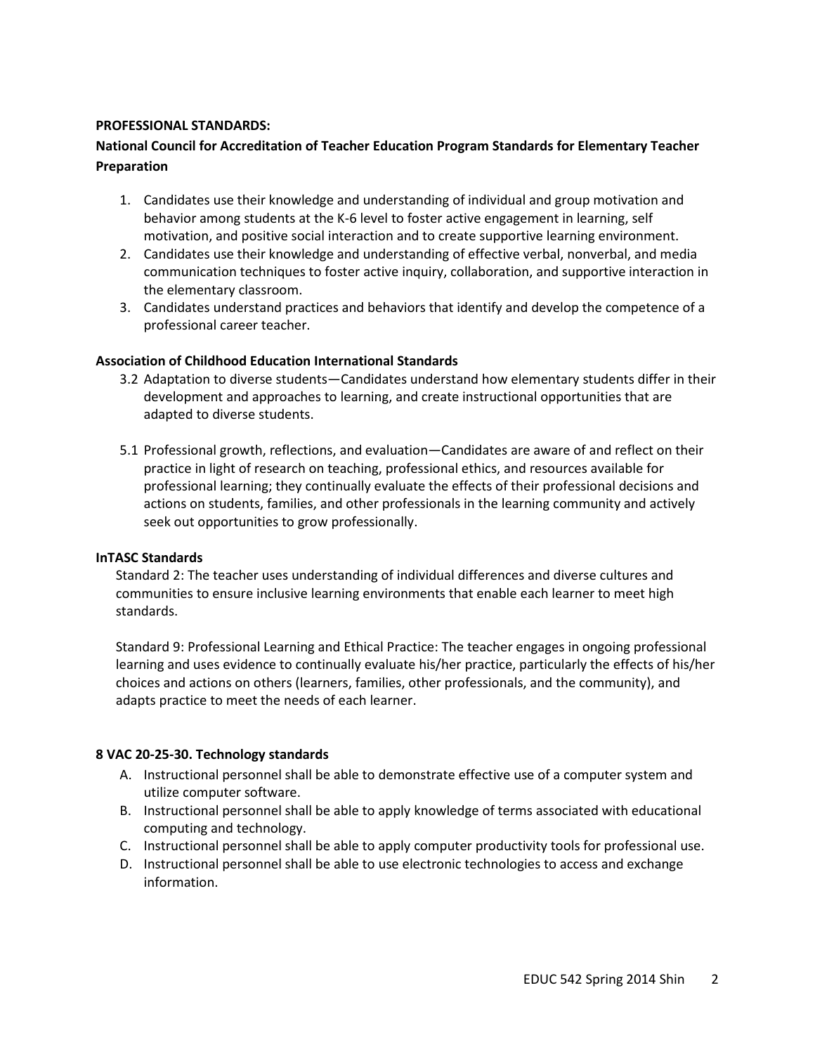**PROFESSIONAL STANDARDS:**

**National Council for Accreditation of Teacher Education Program Standards for Elementary Teacher Preparation**

1. Candidates use their knowledge and understanding of individual and group motivation and behavior among students at the K-6 level to foster active engagement in learning, self motivation, and positive social interaction and to create supportive learning environment.
2. Candidates use their knowledge and understanding of effective verbal, nonverbal, and media communication techniques to foster active inquiry, collaboration, and supportive interaction in the elementary classroom.
3. Candidates understand practices and behaviors that identify and develop the competence of a professional career teacher.

**Association of Childhood Education International Standards**

3.2 Adaptation to diverse students—Candidates understand how elementary students differ in their development and approaches to learning, and create instructional opportunities that are adapted to diverse students.

5.1 Professional growth, reflections, and evaluation—Candidates are aware of and reflect on their practice in light of research on teaching, professional ethics, and resources available for professional learning; they continually evaluate the effects of their professional decisions and actions on students, families, and other professionals in the learning community and actively seek out opportunities to grow professionally.

**InTASC Standards**

Standard 2: The teacher uses understanding of individual differences and diverse cultures and communities to ensure inclusive learning environments that enable each learner to meet high standards.

Standard 9: Professional Learning and Ethical Practice: The teacher engages in ongoing professional learning and uses evidence to continually evaluate his/her practice, particularly the effects of his/her choices and actions on others (learners, families, other professionals, and the community), and adapts practice to meet the needs of each learner.

**8 VAC 20-25-30. Technology standards**

A. Instructional personnel shall be able to demonstrate effective use of a computer system and utilize computer software.
B. Instructional personnel shall be able to apply knowledge of terms associated with educational computing and technology.
C. Instructional personnel shall be able to apply computer productivity tools for professional use.
D. Instructional personnel shall be able to use electronic technologies to access and exchange information.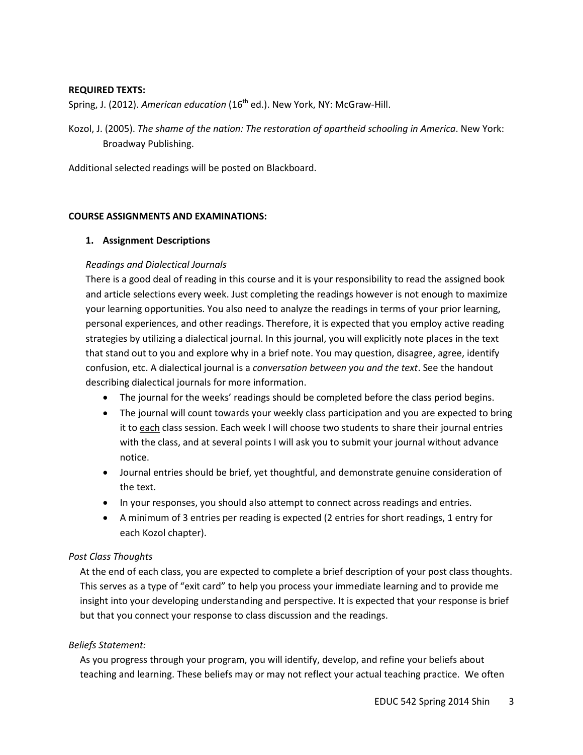**REQUIRED TEXTS:**

Spring, J. (2012). *American education* (16th ed.). New York, NY: McGraw-Hill.

Kozol, J. (2005). *The shame of the nation: The restoration of apartheid schooling in America*. New York: Broadway Publishing.

Additional selected readings will be posted on Blackboard.

**COURSE ASSIGNMENTS AND EXAMINATIONS:**

**1. Assignment Descriptions**

*Readings and Dialectical Journals*

There is a good deal of reading in this course and it is your responsibility to read the assigned book and article selections every week. Just completing the readings however is not enough to maximize your learning opportunities. You also need to analyze the readings in terms of your prior learning, personal experiences, and other readings. Therefore, it is expected that you employ active reading strategies by utilizing a dialectical journal. In this journal, you will explicitly note places in the text that stand out to you and explore why in a brief note. You may question, disagree, agree, identify confusion, etc. A dialectical journal is a *conversation between you and the text*. See the handout describing dialectical journals for more information.

- The journal for the weeks' readings should be completed before the class period begins.
- The journal will count towards your weekly class participation and you are expected to bring it to each class session. Each week I will choose two students to share their journal entries with the class, and at several points I will ask you to submit your journal without advance notice.
- Journal entries should be brief, yet thoughtful, and demonstrate genuine consideration of the text.
- In your responses, you should also attempt to connect across readings and entries.
- A minimum of 3 entries per reading is expected (2 entries for short readings, 1 entry for each Kozol chapter).

*Post Class Thoughts*

At the end of each class, you are expected to complete a brief description of your post class thoughts. This serves as a type of "exit card" to help you process your immediate learning and to provide me insight into your developing understanding and perspective. It is expected that your response is brief but that you connect your response to class discussion and the readings.

*Beliefs Statement:*

As you progress through your program, you will identify, develop, and refine your beliefs about teaching and learning. These beliefs may or may not reflect your actual teaching practice. We often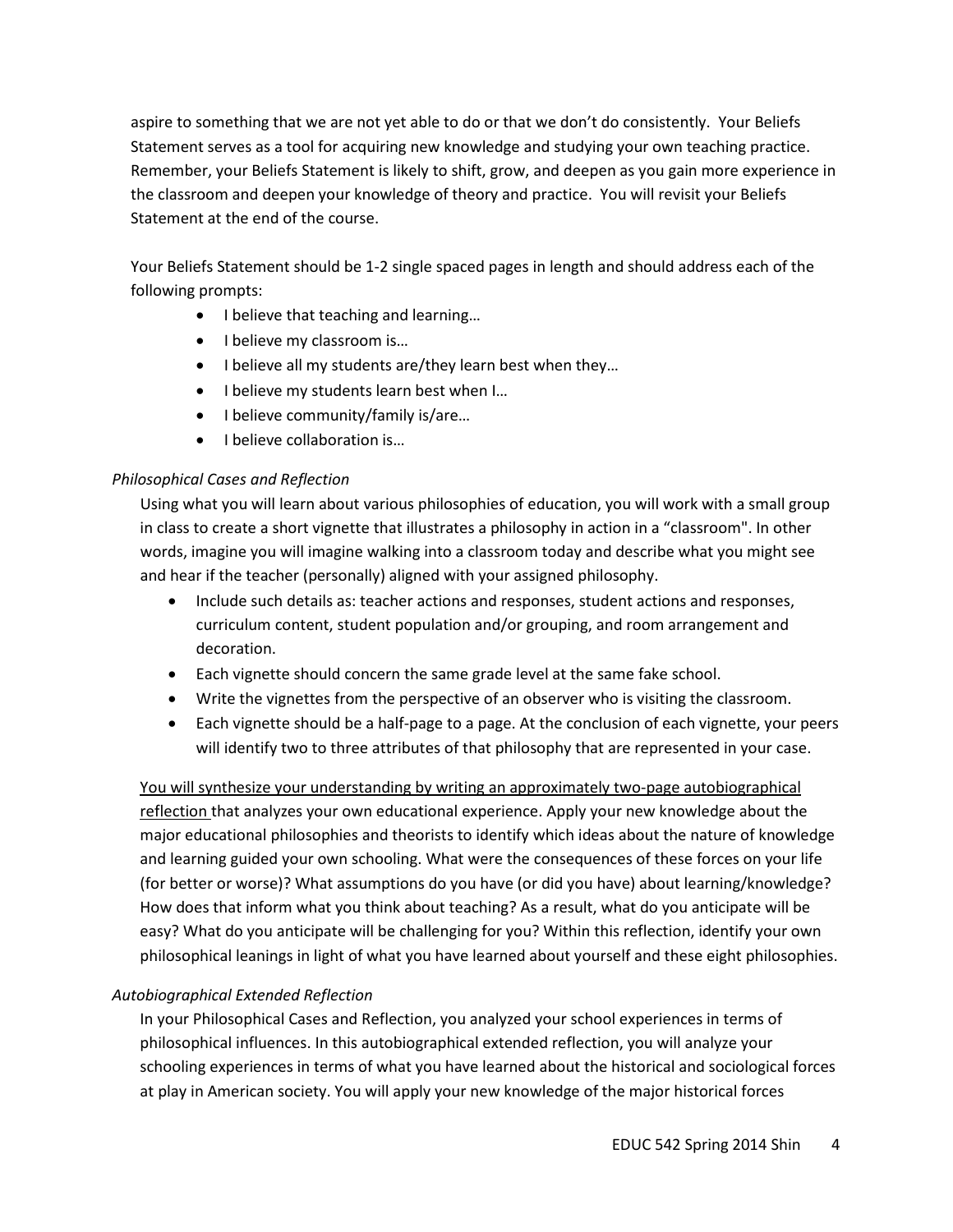aspire to something that we are not yet able to do or that we don't do consistently. Your Beliefs Statement serves as a tool for acquiring new knowledge and studying your own teaching practice. Remember, your Beliefs Statement is likely to shift, grow, and deepen as you gain more experience in the classroom and deepen your knowledge of theory and practice. You will revisit your Beliefs Statement at the end of the course.

Your Beliefs Statement should be 1-2 single spaced pages in length and should address each of the following prompts:

- I believe that teaching and learning…
- I believe my classroom is…
- I believe all my students are/they learn best when they…
- I believe my students learn best when I…
- I believe community/family is/are…
- I believe collaboration is…

*Philosophical Cases and Reflection*

Using what you will learn about various philosophies of education, you will work with a small group in class to create a short vignette that illustrates a philosophy in action in a "classroom". In other words, imagine you will imagine walking into a classroom today and describe what you might see and hear if the teacher (personally) aligned with your assigned philosophy.

- Include such details as: teacher actions and responses, student actions and responses, curriculum content, student population and/or grouping, and room arrangement and decoration.
- Each vignette should concern the same grade level at the same fake school.
- Write the vignettes from the perspective of an observer who is visiting the classroom.
- Each vignette should be a half-page to a page. At the conclusion of each vignette, your peers will identify two to three attributes of that philosophy that are represented in your case.

<u>You will synthesize your understanding by writing an approximately two-page autobiographical reflection</u> that analyzes your own educational experience. Apply your new knowledge about the major educational philosophies and theorists to identify which ideas about the nature of knowledge and learning guided your own schooling. What were the consequences of these forces on your life (for better or worse)? What assumptions do you have (or did you have) about learning/knowledge? How does that inform what you think about teaching? As a result, what do you anticipate will be easy? What do you anticipate will be challenging for you? Within this reflection, identify your own philosophical leanings in light of what you have learned about yourself and these eight philosophies.

*Autobiographical Extended Reflection*

In your Philosophical Cases and Reflection, you analyzed your school experiences in terms of philosophical influences. In this autobiographical extended reflection, you will analyze your schooling experiences in terms of what you have learned about the historical and sociological forces at play in American society. You will apply your new knowledge of the major historical forces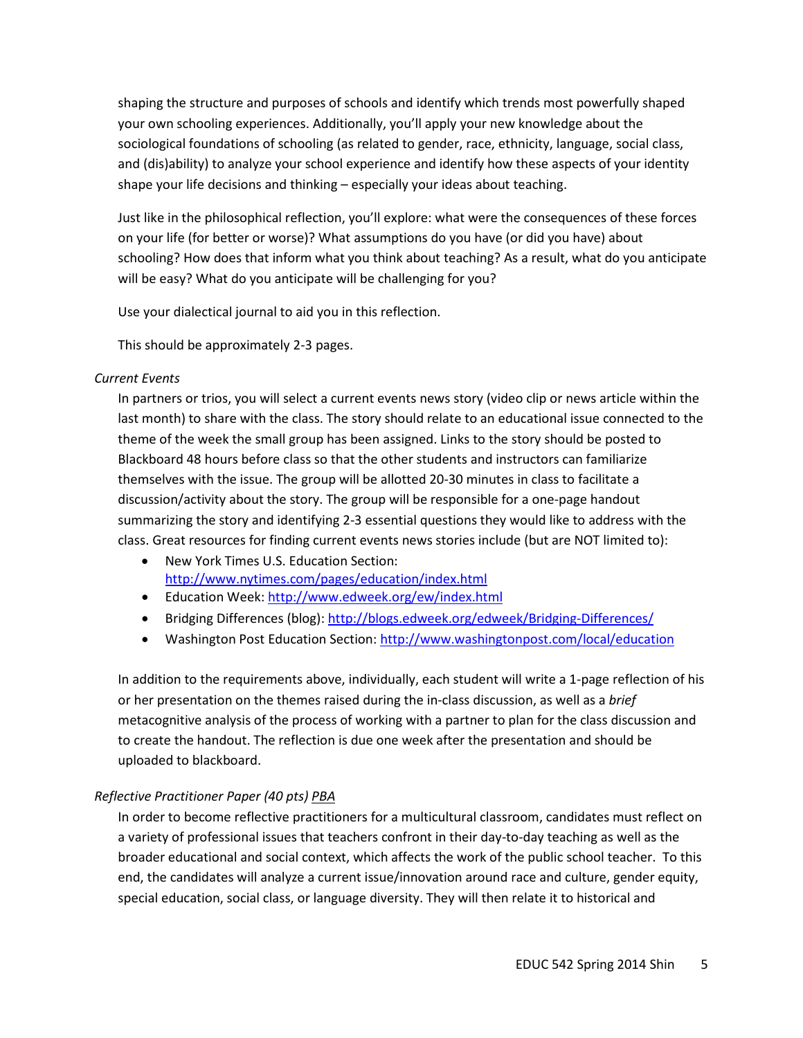shaping the structure and purposes of schools and identify which trends most powerfully shaped your own schooling experiences. Additionally, you'll apply your new knowledge about the sociological foundations of schooling (as related to gender, race, ethnicity, language, social class, and (dis)ability) to analyze your school experience and identify how these aspects of your identity shape your life decisions and thinking – especially your ideas about teaching.

Just like in the philosophical reflection, you'll explore: what were the consequences of these forces on your life (for better or worse)? What assumptions do you have (or did you have) about schooling? How does that inform what you think about teaching? As a result, what do you anticipate will be easy? What do you anticipate will be challenging for you?

Use your dialectical journal to aid you in this reflection.

This should be approximately 2-3 pages.

*Current Events*

In partners or trios, you will select a current events news story (video clip or news article within the last month) to share with the class. The story should relate to an educational issue connected to the theme of the week the small group has been assigned. Links to the story should be posted to Blackboard 48 hours before class so that the other students and instructors can familiarize themselves with the issue. The group will be allotted 20-30 minutes in class to facilitate a discussion/activity about the story. The group will be responsible for a one-page handout summarizing the story and identifying 2-3 essential questions they would like to address with the class. Great resources for finding current events news stories include (but are NOT limited to):

- New York Times U.S. Education Section: http://www.nytimes.com/pages/education/index.html
- Education Week: http://www.edweek.org/ew/index.html
- Bridging Differences (blog): http://blogs.edweek.org/edweek/Bridging-Differences/
- Washington Post Education Section: http://www.washingtonpost.com/local/education

In addition to the requirements above, individually, each student will write a 1-page reflection of his or her presentation on the themes raised during the in-class discussion, as well as a *brief* metacognitive analysis of the process of working with a partner to plan for the class discussion and to create the handout. The reflection is due one week after the presentation and should be uploaded to blackboard.

*Reflective Practitioner Paper (40 pts) PBA*

In order to become reflective practitioners for a multicultural classroom, candidates must reflect on a variety of professional issues that teachers confront in their day-to-day teaching as well as the broader educational and social context, which affects the work of the public school teacher. To this end, the candidates will analyze a current issue/innovation around race and culture, gender equity, special education, social class, or language diversity. They will then relate it to historical and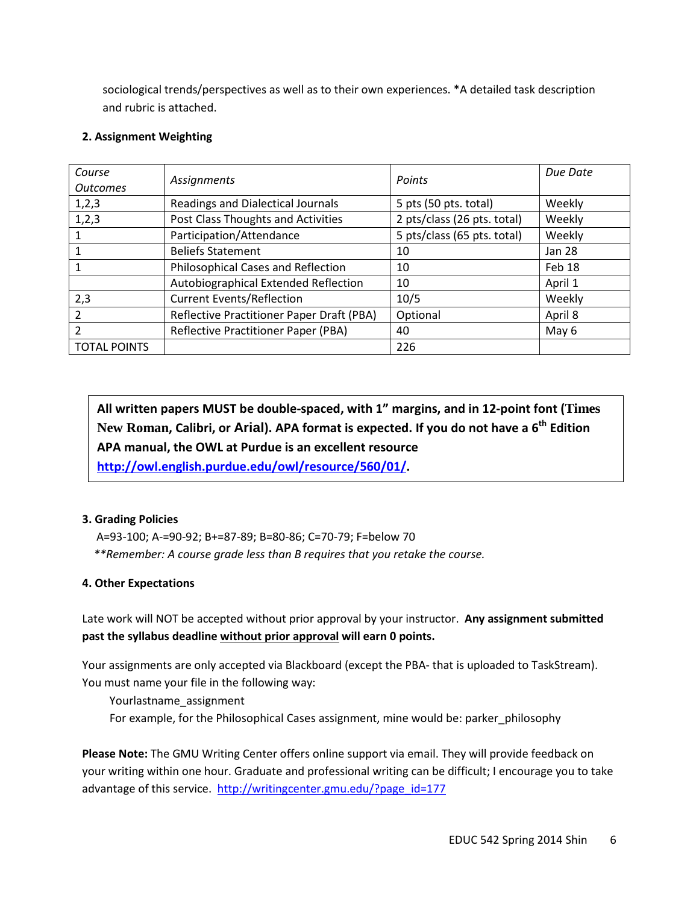sociological trends/perspectives as well as to their own experiences. *A detailed task description and rubric is attached.

**2. Assignment Weighting**

| *Course Outcomes* | *Assignments* | *Points* | *Due Date* |
|---|---|---|---|
| 1,2,3 | Readings and Dialectical Journals | 5 pts (50 pts. total) | Weekly |
| 1,2,3 | Post Class Thoughts and Activities | 2 pts/class (26 pts. total) | Weekly |
| 1 | Participation/Attendance | 5 pts/class (65 pts. total) | Weekly |
| 1 | Beliefs Statement | 10 | Jan 28 |
| 1 | Philosophical Cases and Reflection | 10 | Feb 18 |
| | Autobiographical Extended Reflection | 10 | April 1 |
| 2,3 | Current Events/Reflection | 10/5 | Weekly |
| 2 | Reflective Practitioner Paper Draft (PBA) | Optional | April 8 |
| 2 | Reflective Practitioner Paper (PBA) | 40 | May 6 |
| TOTAL POINTS | | 226 | |

**All written papers MUST be double-spaced, with 1" margins, and in 12-point font (Times New Roman, Calibri, or Arial). APA format is expected. If you do not have a 6th Edition APA manual, the OWL at Purdue is an excellent resource http://owl.english.purdue.edu/owl/resource/560/01/.**

**3. Grading Policies**

A=93-100; A-=90-92; B+=87-89; B=80-86; C=70-79; F=below 70

*\*\*Remember: A course grade less than B requires that you retake the course.*

**4. Other Expectations**

Late work will NOT be accepted without prior approval by your instructor. **Any assignment submitted past the syllabus deadline without prior approval will earn 0 points.**

Your assignments are only accepted via Blackboard (except the PBA- that is uploaded to TaskStream). You must name your file in the following way:

Yourlastname_assignment

For example, for the Philosophical Cases assignment, mine would be: parker_philosophy

**Please Note:** The GMU Writing Center offers online support via email. They will provide feedback on your writing within one hour. Graduate and professional writing can be difficult; I encourage you to take advantage of this service. http://writingcenter.gmu.edu/?page_id=177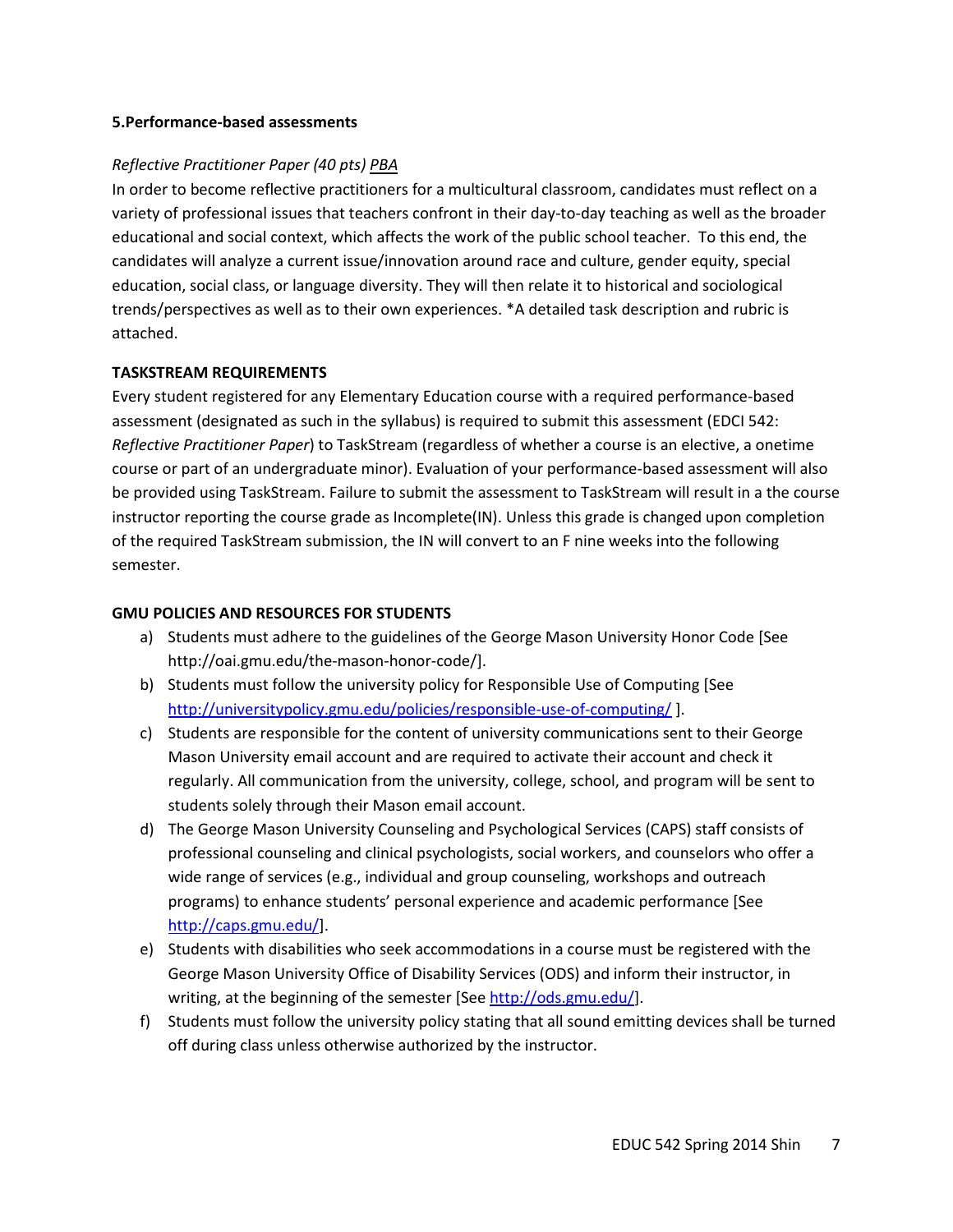**5.Performance-based assessments**

*Reflective Practitioner Paper (40 pts)* *PBA*

In order to become reflective practitioners for a multicultural classroom, candidates must reflect on a variety of professional issues that teachers confront in their day-to-day teaching as well as the broader educational and social context, which affects the work of the public school teacher. To this end, the candidates will analyze a current issue/innovation around race and culture, gender equity, special education, social class, or language diversity. They will then relate it to historical and sociological trends/perspectives as well as to their own experiences. *A detailed task description and rubric is attached.

**TASKSTREAM REQUIREMENTS**

Every student registered for any Elementary Education course with a required performance-based assessment (designated as such in the syllabus) is required to submit this assessment (EDCI 542: *Reflective Practitioner Paper*) to TaskStream (regardless of whether a course is an elective, a onetime course or part of an undergraduate minor). Evaluation of your performance-based assessment will also be provided using TaskStream. Failure to submit the assessment to TaskStream will result in a the course instructor reporting the course grade as Incomplete(IN). Unless this grade is changed upon completion of the required TaskStream submission, the IN will convert to an F nine weeks into the following semester.

**GMU POLICIES AND RESOURCES FOR STUDENTS**

a) Students must adhere to the guidelines of the George Mason University Honor Code [See http://oai.gmu.edu/the-mason-honor-code/].
b) Students must follow the university policy for Responsible Use of Computing [See http://universitypolicy.gmu.edu/policies/responsible-use-of-computing/ ].
c) Students are responsible for the content of university communications sent to their George Mason University email account and are required to activate their account and check it regularly. All communication from the university, college, school, and program will be sent to students solely through their Mason email account.
d) The George Mason University Counseling and Psychological Services (CAPS) staff consists of professional counseling and clinical psychologists, social workers, and counselors who offer a wide range of services (e.g., individual and group counseling, workshops and outreach programs) to enhance students' personal experience and academic performance [See http://caps.gmu.edu/].
e) Students with disabilities who seek accommodations in a course must be registered with the George Mason University Office of Disability Services (ODS) and inform their instructor, in writing, at the beginning of the semester [See http://ods.gmu.edu/].
f) Students must follow the university policy stating that all sound emitting devices shall be turned off during class unless otherwise authorized by the instructor.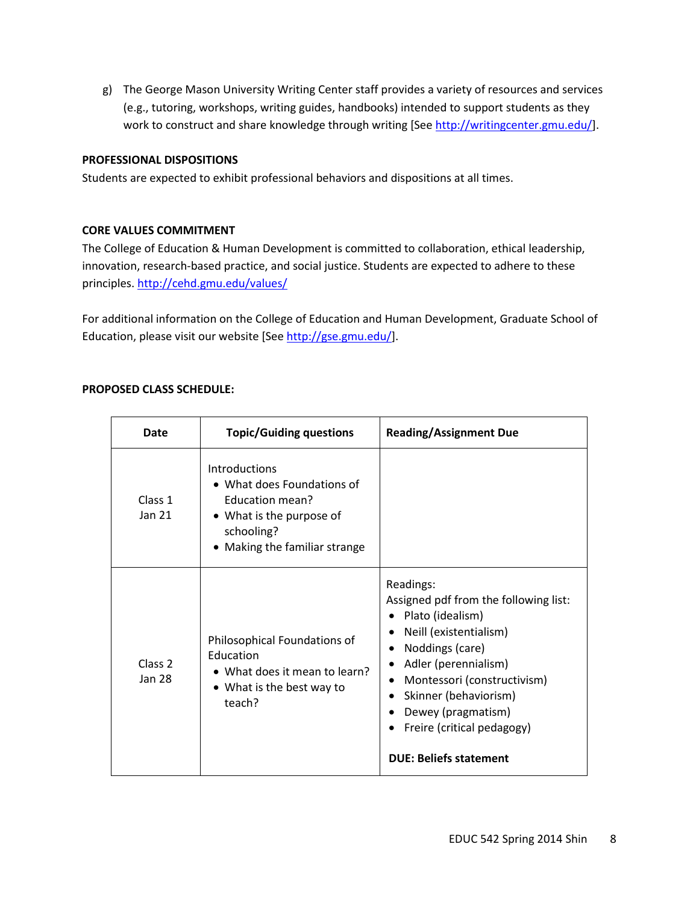g) The George Mason University Writing Center staff provides a variety of resources and services (e.g., tutoring, workshops, writing guides, handbooks) intended to support students as they work to construct and share knowledge through writing [See http://writingcenter.gmu.edu/].

**PROFESSIONAL DISPOSITIONS**

Students are expected to exhibit professional behaviors and dispositions at all times.

**CORE VALUES COMMITMENT**

The College of Education & Human Development is committed to collaboration, ethical leadership, innovation, research-based practice, and social justice. Students are expected to adhere to these principles. http://cehd.gmu.edu/values/

For additional information on the College of Education and Human Development, Graduate School of Education, please visit our website [See http://gse.gmu.edu/].

**PROPOSED CLASS SCHEDULE:**

| Date | Topic/Guiding questions | Reading/Assignment Due |
|---|---|---|
| Class 1<br>Jan 21 | Introductions<br>• What does Foundations of Education mean?<br>• What is the purpose of schooling?<br>• Making the familiar strange | |
| Class 2<br>Jan 28 | Philosophical Foundations of Education<br>• What does it mean to learn?<br>• What is the best way to teach? | Readings:<br>Assigned pdf from the following list:<br>• Plato (idealism)<br>• Neill (existentialism)<br>• Noddings (care)<br>• Adler (perennialism)<br>• Montessori (constructivism)<br>• Skinner (behaviorism)<br>• Dewey (pragmatism)<br>• Freire (critical pedagogy)<br><br>**DUE: Beliefs statement** |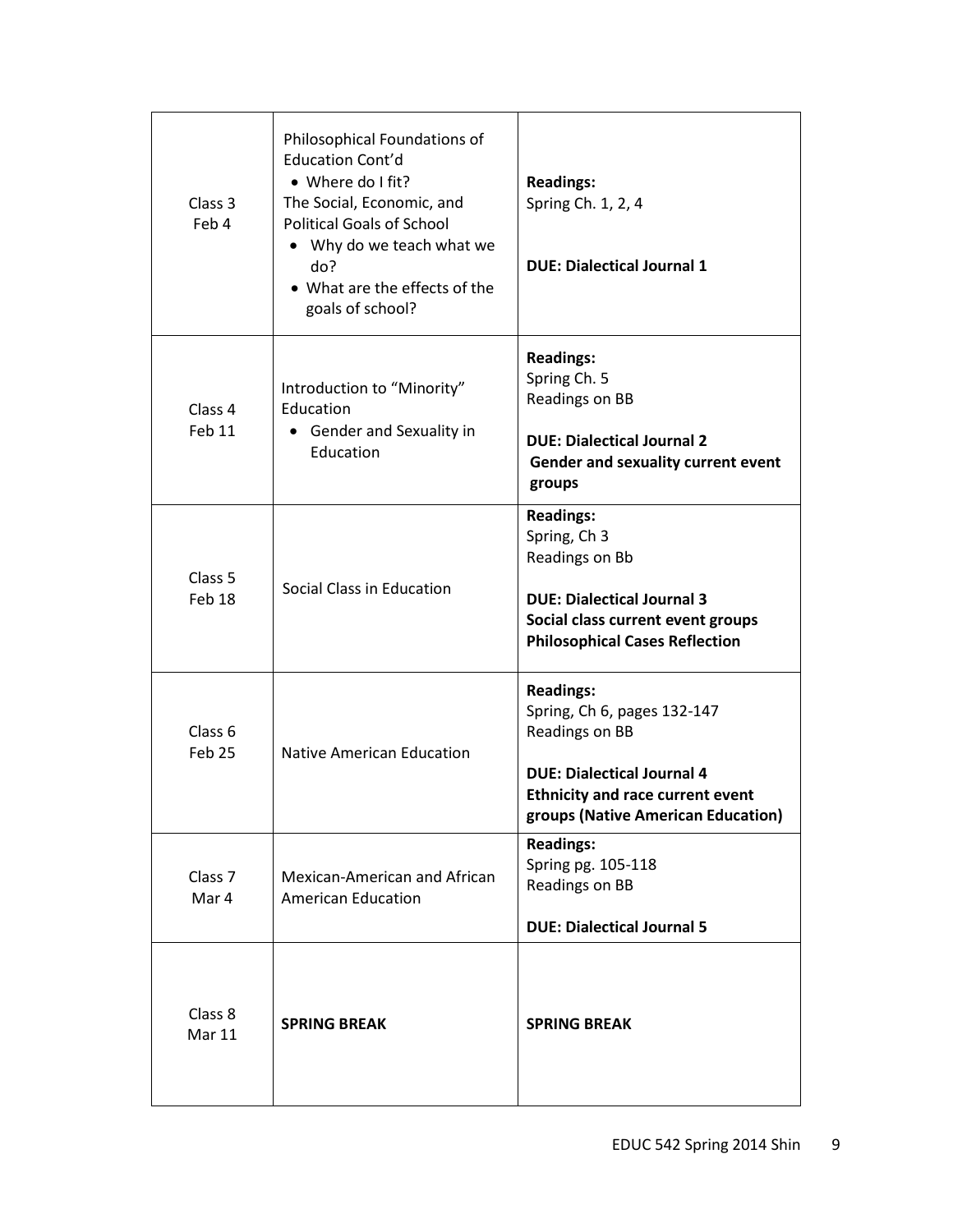| | | |
|---|---|---|
| Class 3<br>Feb 4 | Philosophical Foundations of Education Cont'd<br>• Where do I fit?<br>The Social, Economic, and Political Goals of School<br>• Why do we teach what we do?<br>• What are the effects of the goals of school? | **Readings:**<br>Spring Ch. 1, 2, 4<br><br>**DUE: Dialectical Journal 1** |
| Class 4<br>Feb 11 | Introduction to "Minority" Education<br>• Gender and Sexuality in Education | **Readings:**<br>Spring Ch. 5<br>Readings on BB<br><br>**DUE: Dialectical Journal 2**<br>**Gender and sexuality current event groups** |
| Class 5<br>Feb 18 | Social Class in Education | **Readings:**<br>Spring, Ch 3<br>Readings on Bb<br><br>**DUE: Dialectical Journal 3**<br>**Social class current event groups**<br>**Philosophical Cases Reflection** |
| Class 6<br>Feb 25 | Native American Education | **Readings:**<br>Spring, Ch 6, pages 132-147<br>Readings on BB<br><br>**DUE: Dialectical Journal 4**<br>**Ethnicity and race current event groups (Native American Education)** |
| Class 7<br>Mar 4 | Mexican-American and African American Education | **Readings:**<br>Spring pg. 105-118<br>Readings on BB<br><br>**DUE: Dialectical Journal 5** |
| Class 8<br>Mar 11 | **SPRING BREAK** | **SPRING BREAK** |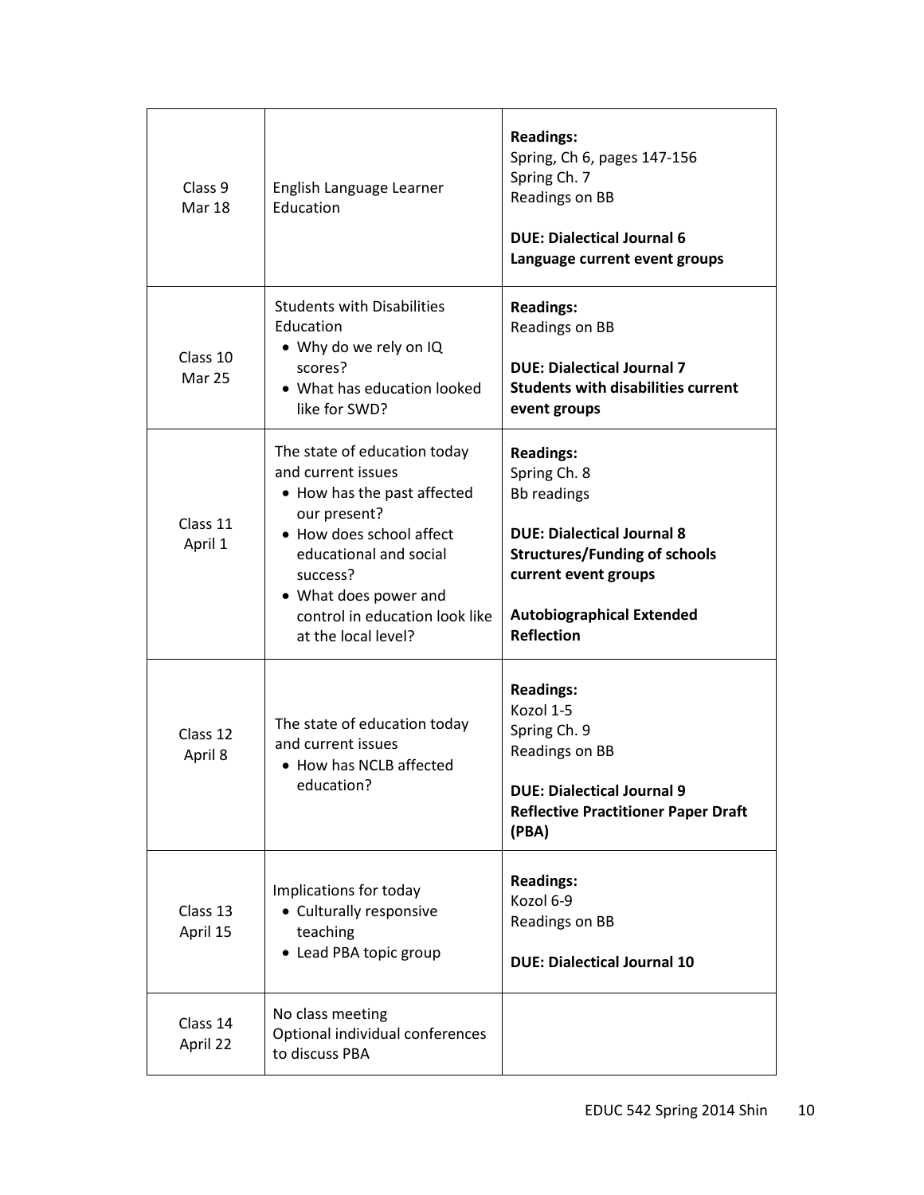| | | |
|---|---|---|
| Class 9<br>Mar 18 | English Language Learner Education | **Readings:**<br>Spring, Ch 6, pages 147-156<br>Spring Ch. 7<br>Readings on BB<br><br>**DUE: Dialectical Journal 6**<br>**Language current event groups** |
| Class 10<br>Mar 25 | Students with Disabilities Education<br>• Why do we rely on IQ scores?<br>• What has education looked like for SWD? | **Readings:**<br>Readings on BB<br><br>**DUE: Dialectical Journal 7**<br>**Students with disabilities current event groups** |
| Class 11<br>April 1 | The state of education today and current issues<br>• How has the past affected our present?<br>• How does school affect educational and social success?<br>• What does power and control in education look like at the local level? | **Readings:**<br>Spring Ch. 8<br>Bb readings<br><br>**DUE: Dialectical Journal 8**<br>**Structures/Funding of schools current event groups**<br><br>**Autobiographical Extended Reflection** |
| Class 12<br>April 8 | The state of education today and current issues<br>• How has NCLB affected education? | **Readings:**<br>Kozol 1-5<br>Spring Ch. 9<br>Readings on BB<br><br>**DUE: Dialectical Journal 9**<br>**Reflective Practitioner Paper Draft (PBA)** |
| Class 13<br>April 15 | Implications for today<br>• Culturally responsive teaching<br>• Lead PBA topic group | **Readings:**<br>Kozol 6-9<br>Readings on BB<br><br>**DUE: Dialectical Journal 10** |
| Class 14<br>April 22 | No class meeting<br>Optional individual conferences to discuss PBA | |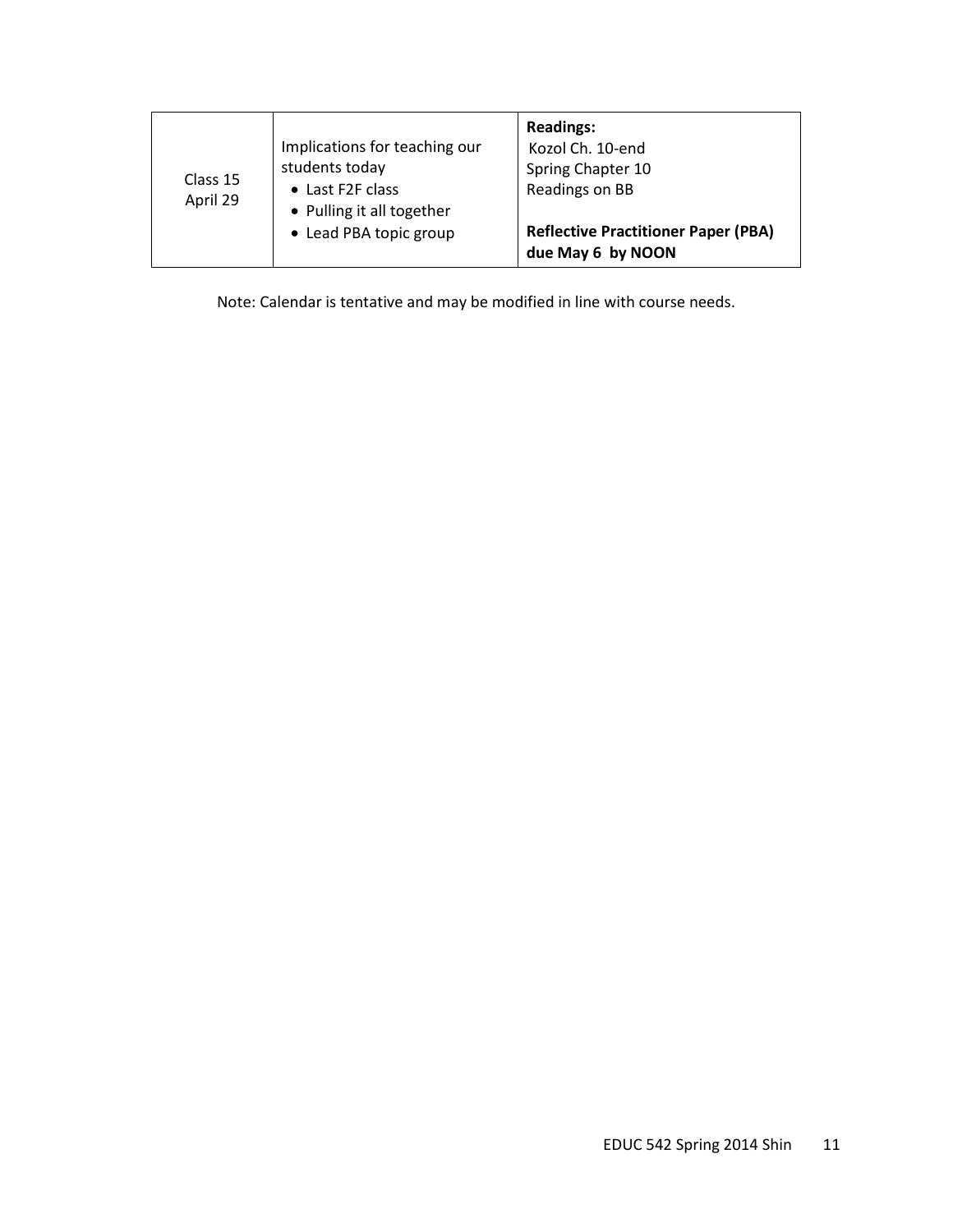| Class 15 April 29 | Implications for teaching our students today<br>• Last F2F class<br>• Pulling it all together<br>• Lead PBA topic group | **Readings:**<br>Kozol Ch. 10-end<br>Spring Chapter 10<br>Readings on BB<br><br>**Reflective Practitioner Paper (PBA) due May 6 by NOON** |
|---|---|---|

Note: Calendar is tentative and may be modified in line with course needs.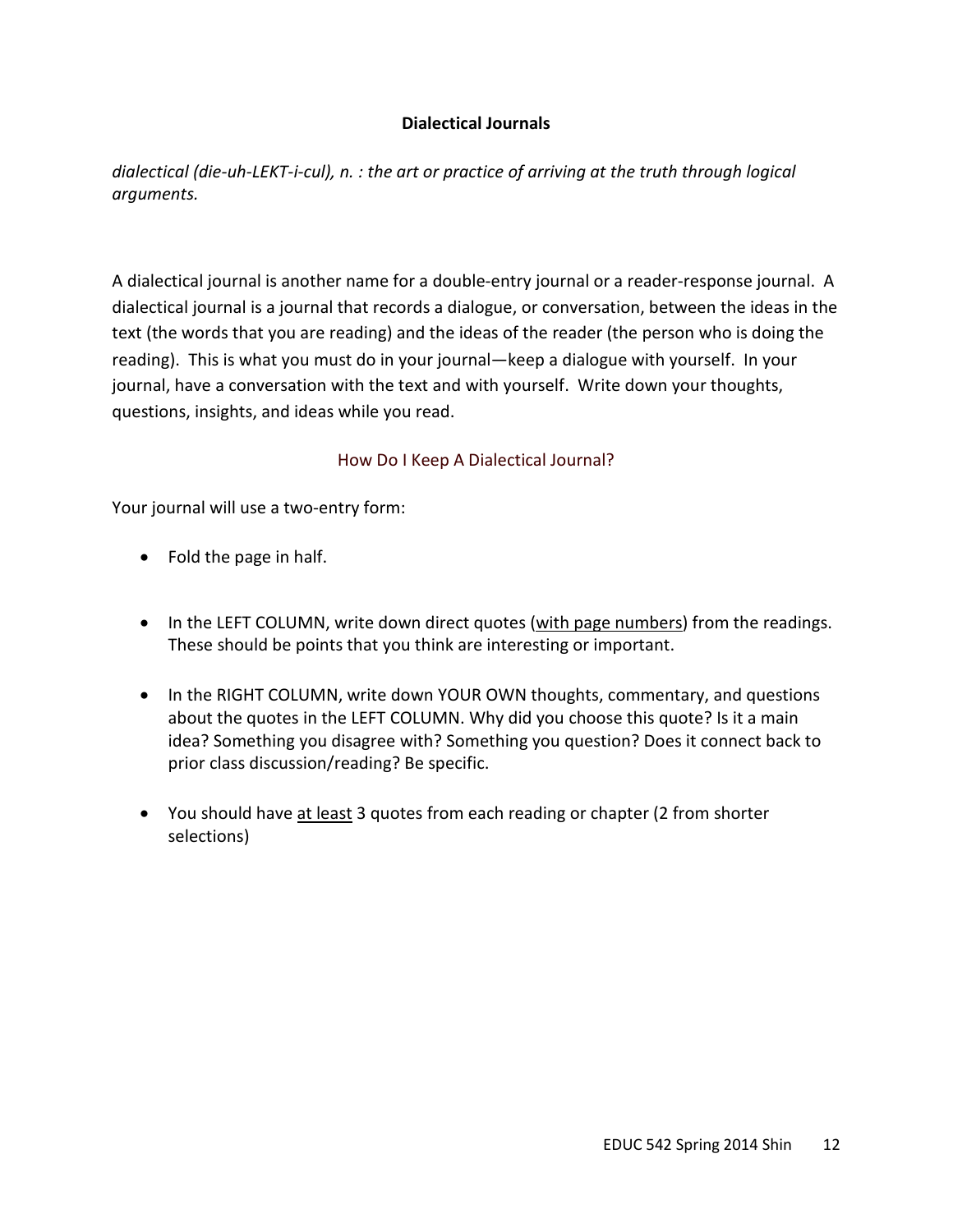## Dialectical Journals

*dialectical (die-uh-LEKT-i-cul), n. : the art or practice of arriving at the truth through logical arguments.*

A dialectical journal is another name for a double-entry journal or a reader-response journal. A dialectical journal is a journal that records a dialogue, or conversation, between the ideas in the text (the words that you are reading) and the ideas of the reader (the person who is doing the reading). This is what you must do in your journal—keep a dialogue with yourself. In your journal, have a conversation with the text and with yourself. Write down your thoughts, questions, insights, and ideas while you read.

### How Do I Keep A Dialectical Journal?

Your journal will use a two-entry form:

- Fold the page in half.
- In the LEFT COLUMN, write down direct quotes (<u>with page numbers</u>) from the readings. These should be points that you think are interesting or important.
- In the RIGHT COLUMN, write down YOUR OWN thoughts, commentary, and questions about the quotes in the LEFT COLUMN. Why did you choose this quote? Is it a main idea? Something you disagree with? Something you question? Does it connect back to prior class discussion/reading? Be specific.
- You should have <u>at least</u> 3 quotes from each reading or chapter (2 from shorter selections)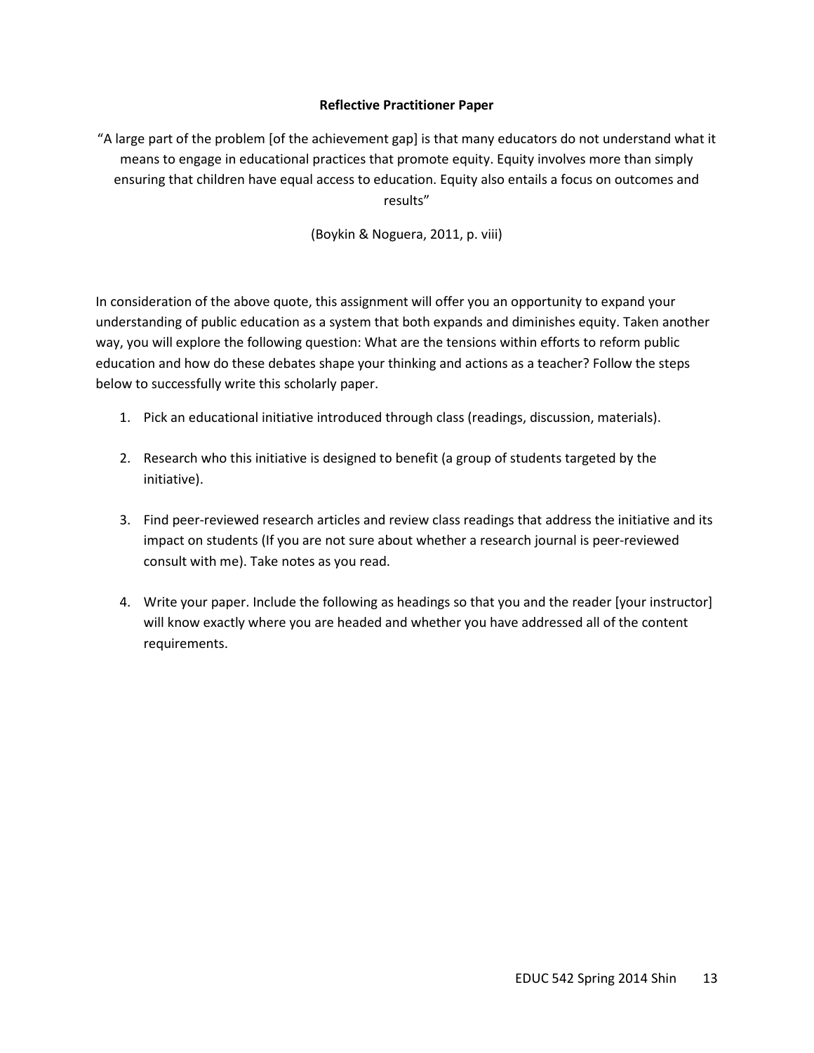**Reflective Practitioner Paper**

"A large part of the problem [of the achievement gap] is that many educators do not understand what it means to engage in educational practices that promote equity. Equity involves more than simply ensuring that children have equal access to education. Equity also entails a focus on outcomes and results"

(Boykin & Noguera, 2011, p. viii)

In consideration of the above quote, this assignment will offer you an opportunity to expand your understanding of public education as a system that both expands and diminishes equity. Taken another way, you will explore the following question: What are the tensions within efforts to reform public education and how do these debates shape your thinking and actions as a teacher? Follow the steps below to successfully write this scholarly paper.

1. Pick an educational initiative introduced through class (readings, discussion, materials).

2. Research who this initiative is designed to benefit (a group of students targeted by the initiative).

3. Find peer-reviewed research articles and review class readings that address the initiative and its impact on students (If you are not sure about whether a research journal is peer-reviewed consult with me). Take notes as you read.

4. Write your paper. Include the following as headings so that you and the reader [your instructor] will know exactly where you are headed and whether you have addressed all of the content requirements.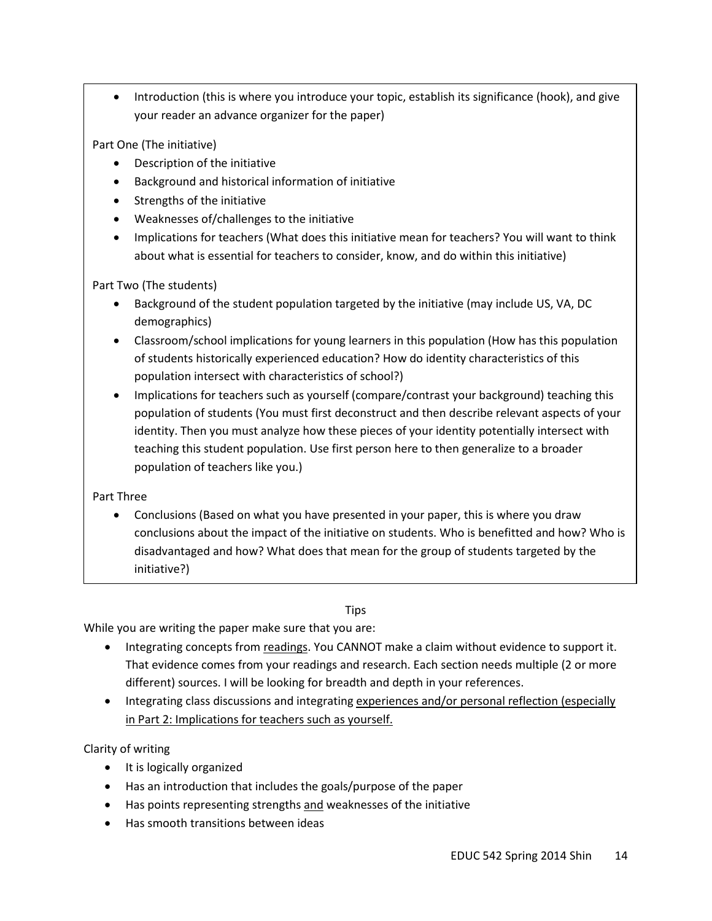- Introduction (this is where you introduce your topic, establish its significance (hook), and give your reader an advance organizer for the paper)

Part One (The initiative)

- Description of the initiative
- Background and historical information of initiative
- Strengths of the initiative
- Weaknesses of/challenges to the initiative
- Implications for teachers (What does this initiative mean for teachers? You will want to think about what is essential for teachers to consider, know, and do within this initiative)

Part Two (The students)

- Background of the student population targeted by the initiative (may include US, VA, DC demographics)
- Classroom/school implications for young learners in this population (How has this population of students historically experienced education? How do identity characteristics of this population intersect with characteristics of school?)
- Implications for teachers such as yourself (compare/contrast your background) teaching this population of students (You must first deconstruct and then describe relevant aspects of your identity. Then you must analyze how these pieces of your identity potentially intersect with teaching this student population. Use first person here to then generalize to a broader population of teachers like you.)

Part Three

- Conclusions (Based on what you have presented in your paper, this is where you draw conclusions about the impact of the initiative on students. Who is benefitted and how? Who is disadvantaged and how? What does that mean for the group of students targeted by the initiative?)

Tips

While you are writing the paper make sure that you are:

- Integrating concepts from <u>readings</u>. You CANNOT make a claim without evidence to support it. That evidence comes from your readings and research. Each section needs multiple (2 or more different) sources. I will be looking for breadth and depth in your references.
- Integrating class discussions and integrating <u>experiences and/or personal reflection (especially in Part 2: Implications for teachers such as yourself.</u>

Clarity of writing

- It is logically organized
- Has an introduction that includes the goals/purpose of the paper
- Has points representing strengths <u>and</u> weaknesses of the initiative
- Has smooth transitions between ideas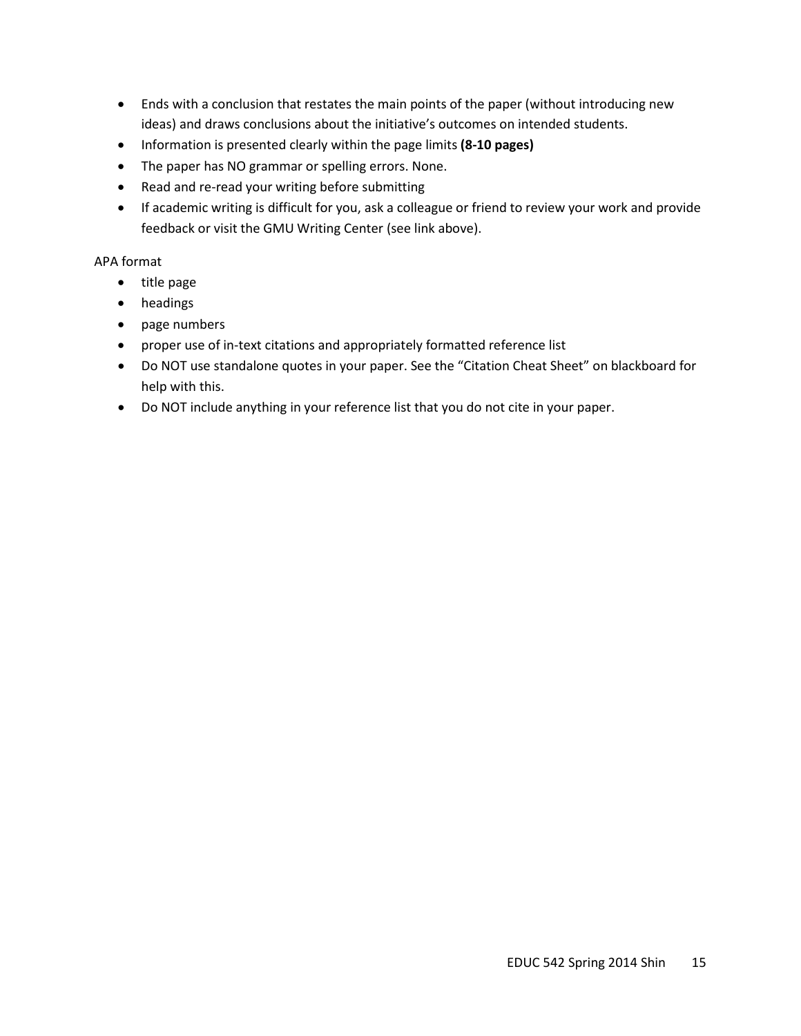- Ends with a conclusion that restates the main points of the paper (without introducing new ideas) and draws conclusions about the initiative's outcomes on intended students.
- Information is presented clearly within the page limits **(8-10 pages)**
- The paper has NO grammar or spelling errors. None.
- Read and re-read your writing before submitting
- If academic writing is difficult for you, ask a colleague or friend to review your work and provide feedback or visit the GMU Writing Center (see link above).

APA format

- title page
- headings
- page numbers
- proper use of in-text citations and appropriately formatted reference list
- Do NOT use standalone quotes in your paper. See the "Citation Cheat Sheet" on blackboard for help with this.
- Do NOT include anything in your reference list that you do not cite in your paper.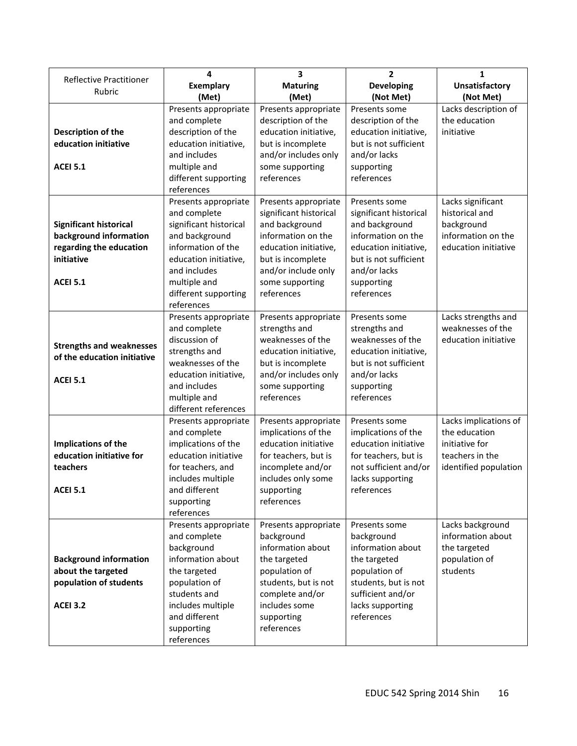| Reflective Practitioner Rubric | 4 **Exemplary (Met)** | 3 **Maturing (Met)** | 2 **Developing (Not Met)** | 1 **Unsatisfactory (Not Met)** |
|---|---|---|---|---|
| **Description of the education initiative** **ACEI 5.1** | Presents appropriate and complete description of the education initiative, and includes multiple and different supporting references | Presents appropriate description of the education initiative, but is incomplete and/or includes only some supporting references | Presents some description of the education initiative, but is not sufficient and/or lacks supporting references | Lacks description of the education initiative |
| **Significant historical background information regarding the education initiative** **ACEI 5.1** | Presents appropriate and complete significant historical and background information of the education initiative, and includes multiple and different supporting references | Presents appropriate significant historical and background information on the education initiative, but is incomplete and/or include only some supporting references | Presents some significant historical and background information on the education initiative, but is not sufficient and/or lacks supporting references | Lacks significant historical and background information on the education initiative |
| **Strengths and weaknesses of the education initiative** **ACEI 5.1** | Presents appropriate and complete discussion of strengths and weaknesses of the education initiative, and includes multiple and different references | Presents appropriate strengths and weaknesses of the education initiative, but is incomplete and/or includes only some supporting references | Presents some strengths and weaknesses of the education initiative, but is not sufficient and/or lacks supporting references | Lacks strengths and weaknesses of the education initiative |
| **Implications of the education initiative for teachers** **ACEI 5.1** | Presents appropriate and complete implications of the education initiative for teachers, and includes multiple and different supporting references | Presents appropriate implications of the education initiative for teachers, but is incomplete and/or includes only some supporting references | Presents some implications of the education initiative for teachers, but is not sufficient and/or lacks supporting references | Lacks implications of the education initiative for teachers in the identified population |
| **Background information about the targeted population of students** **ACEI 3.2** | Presents appropriate and complete background information about the targeted population of students and includes multiple and different supporting references | Presents appropriate background information about the targeted population of students, but is not complete and/or includes some supporting references | Presents some background information about the targeted population of students, but is not sufficient and/or lacks supporting references | Lacks background information about the targeted population of students |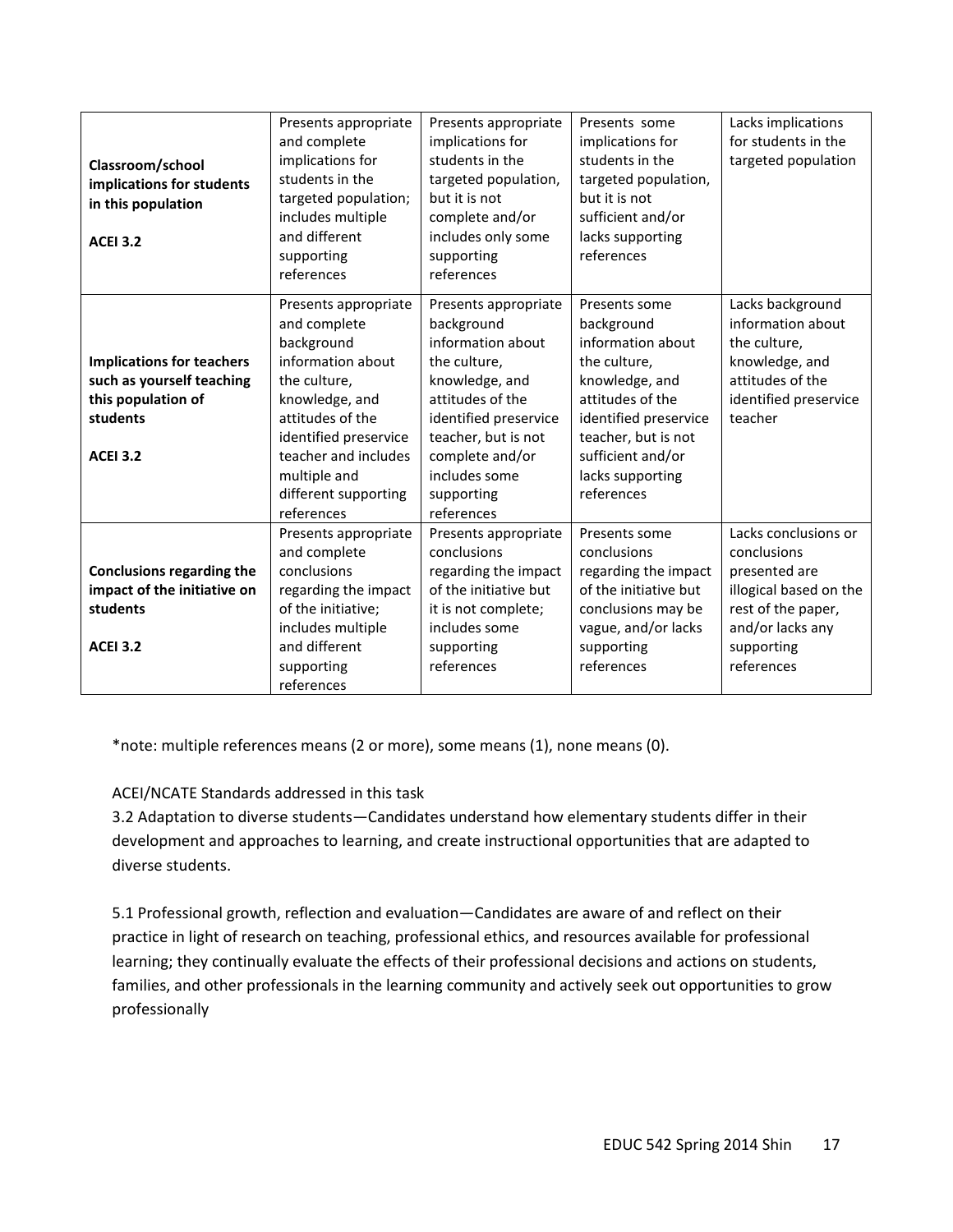| | | | | |
|---|---|---|---|---|
| **Classroom/school implications for students in this population**<br><br>**ACEI 3.2** | Presents appropriate and complete implications for students in the targeted population; includes multiple and different supporting references | Presents appropriate implications for students in the targeted population, but it is not complete and/or includes only some supporting references | Presents some implications for students in the targeted population, but it is not sufficient and/or lacks supporting references | Lacks implications for students in the targeted population |
| **Implications for teachers such as yourself teaching this population of students**<br><br>**ACEI 3.2** | Presents appropriate and complete background information about the culture, knowledge, and attitudes of the identified preservice teacher and includes multiple and different supporting references | Presents appropriate background information about the culture, knowledge, and attitudes of the identified preservice teacher, but is not complete and/or includes some supporting references | Presents some background information about the culture, knowledge, and attitudes of the identified preservice teacher, but is not sufficient and/or lacks supporting references | Lacks background information about the culture, knowledge, and attitudes of the identified preservice teacher |
| **Conclusions regarding the impact of the initiative on students**<br><br>**ACEI 3.2** | Presents appropriate and complete conclusions regarding the impact of the initiative; includes multiple and different supporting references | Presents appropriate conclusions regarding the impact of the initiative but it is not complete; includes some supporting references | Presents some conclusions regarding the impact of the initiative but conclusions may be vague, and/or lacks supporting references | Lacks conclusions or conclusions presented are illogical based on the rest of the paper, and/or lacks any supporting references |

*note: multiple references means (2 or more), some means (1), none means (0).

ACEI/NCATE Standards addressed in this task

3.2 Adaptation to diverse students—Candidates understand how elementary students differ in their development and approaches to learning, and create instructional opportunities that are adapted to diverse students.

5.1 Professional growth, reflection and evaluation—Candidates are aware of and reflect on their practice in light of research on teaching, professional ethics, and resources available for professional learning; they continually evaluate the effects of their professional decisions and actions on students, families, and other professionals in the learning community and actively seek out opportunities to grow professionally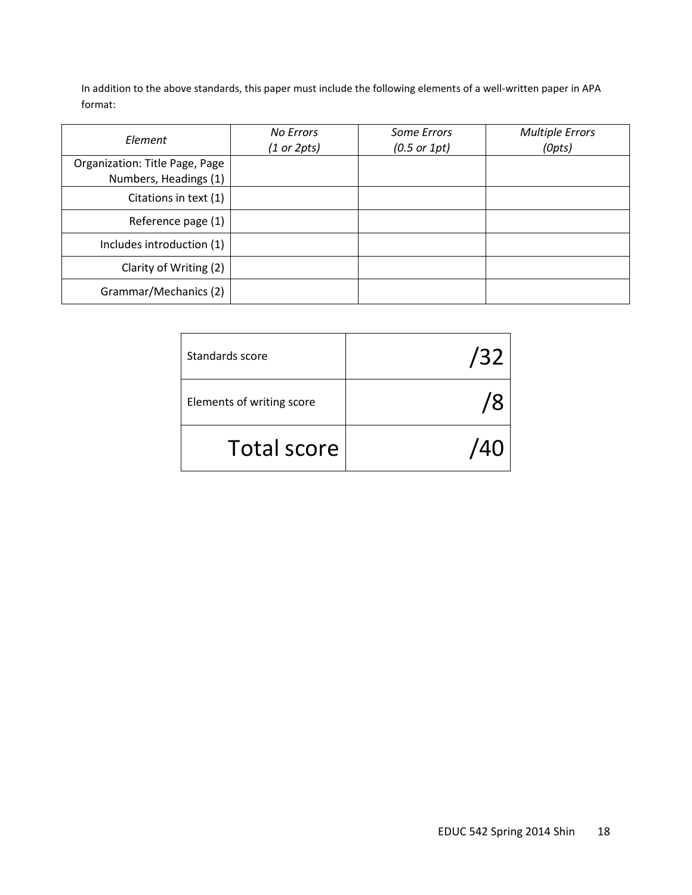In addition to the above standards, this paper must include the following elements of a well-written paper in APA format:

| *Element* | *No Errors (1 or 2pts)* | *Some Errors (0.5 or 1pt)* | *Multiple Errors (0pts)* |
|---|---|---|---|
| Organization: Title Page, Page Numbers, Headings (1) | | | |
| Citations in text (1) | | | |
| Reference page (1) | | | |
| Includes introduction (1) | | | |
| Clarity of Writing (2) | | | |
| Grammar/Mechanics (2) | | | |

| | |
|---|---|
| Standards score | /32 |
| Elements of writing score | /8 |
| Total score | /40 |